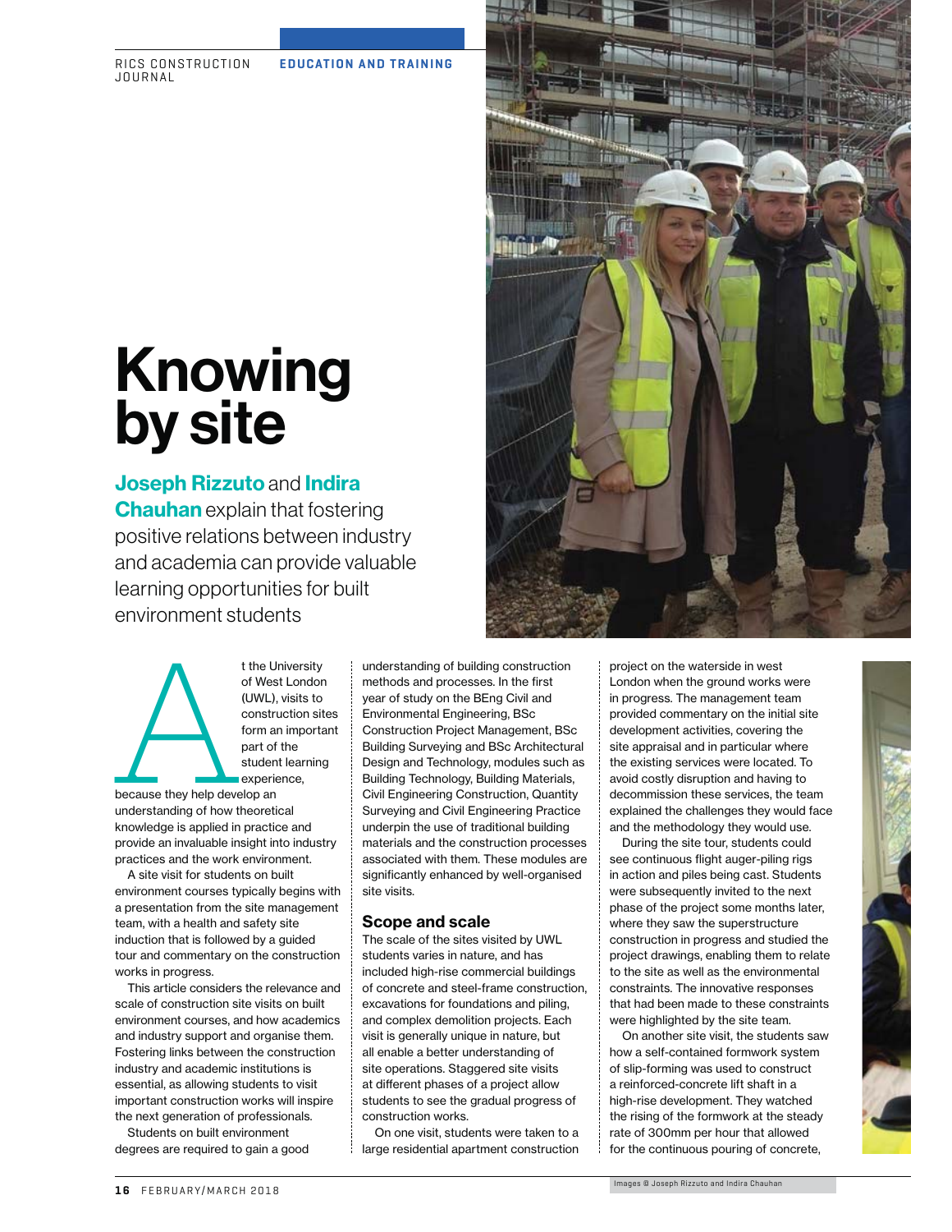# Knowing by site

**Joseph Rizzuto** and **Indira Chauhan** explain that fostering positive relations between industry and academia can provide valuable learning opportunities for built environment students

At the University of West London (UWL), visits to construction sites form an important part of the student learning experience, because they help develop an understanding of how theoretical knowledge is applied in practice and provide an invaluable insight into industry practices and the work environment.

A site visit for students on built environment courses typically begins with a presentation from the site management team, with a health and safety site induction that is followed by a guided tour and commentary on the construction works in progress.

This article considers the relevance and scale of construction site visits on built environment courses, and how academics and industry support and organise them. Fostering links between the construction industry and academic institutions is essential, as allowing students to visit important construction works will inspire the next generation of professionals.

Students on built environment degrees are required to gain a good understanding of building construction methods and processes. In the first year of study on the BEng Civil and Environmental Engineering, BSc Construction Project Management, BSc Building Surveying and BSc Architectural Design and Technology, modules such as Building Technology, Building Materials, Civil Engineering Construction, Quantity Surveying and Civil Engineering Practice underpin the use of traditional building materials and the construction processes associated with them. These modules are significantly enhanced by well-organised site visits.

## Scope and scale

The scale of the sites visited by UWL students varies in nature, and has included high-rise commercial buildings of concrete and steel-frame construction, excavations for foundations and piling, and complex demolition projects. Each visit is generally unique in nature, but all enable a better understanding of site operations. Staggered site visits at different phases of a project allow students to see the gradual progress of construction works.

On one visit, students were taken to a large residential apartment construction project on the waterside in west London when the ground works were in progress. The management team provided commentary on the initial site development activities, covering the site appraisal and in particular where the existing services were located. To avoid costly disruption and having to decommission these services, the team explained the challenges they would face and the methodology they would use.

During the site tour, students could see continuous flight auger-piling rigs in action and piles being cast. Students were subsequently invited to the next phase of the project some months later, where they saw the superstructure construction in progress and studied the project drawings, enabling them to relate to the site as well as the environmental constraints. The innovative responses that had been made to these constraints were highlighted by the site team.

On another site visit, the students saw how a self-contained formwork system of slip-forming was used to construct a reinforced-concrete lift shaft in a high-rise development. They watched the rising of the formwork at the steady rate of 300mm per hour that allowed for the continuous pouring of concrete,

Images © Joseph Rizzuto and Indira Chauhan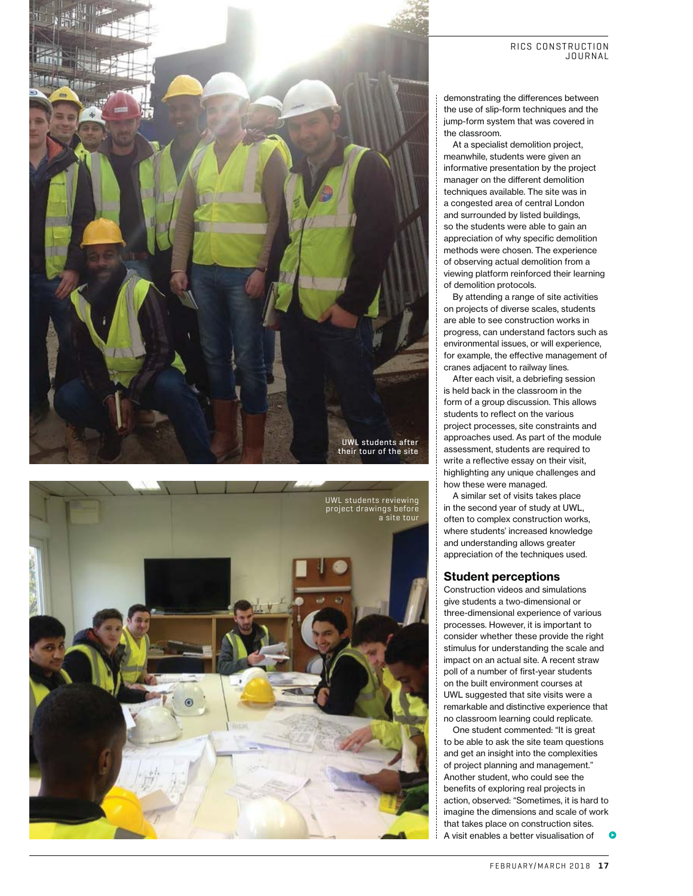UWL students after their tour of the site

UWL students reviewing project drawings before a site tour

demonstrating the differences between the use of slip-form techniques and the jump-form system that was covered in the classroom.

At a specialist demolition project, meanwhile, students were given an informative presentation by the project manager on the different demolition techniques available. The site was in a congested area of central London and surrounded by listed buildings, so the students were able to gain an appreciation of why specific demolition methods were chosen. The experience of observing actual demolition from a viewing platform reinforced their learning of demolition protocols.

By attending a range of site activities on projects of diverse scales, students are able to see construction works in progress, can understand factors such as environmental issues, or will experience, for example, the effective management of cranes adjacent to railway lines.

After each visit, a debriefing session is held back in the classroom in the form of a group discussion. This allows students to reflect on the various project processes, site constraints and approaches used. As part of the module assessment, students are required to write a reflective essay on their visit, highlighting any unique challenges and how these were managed.

A similar set of visits takes place in the second year of study at UWL, often to complex construction works, where students' increased knowledge and understanding allows greater appreciation of the techniques used.

## Student perceptions

Construction videos and simulations give students a two-dimensional or three-dimensional experience of various processes. However, it is important to consider whether these provide the right stimulus for understanding the scale and impact on an actual site. A recent straw poll of a number of first-year students on the built environment courses at UWL suggested that site visits were a remarkable and distinctive experience that no classroom learning could replicate.

One student commented: "It is great to be able to ask the site team questions and get an insight into the complexities of project planning and management." Another student, who could see the benefits of exploring real projects in action, observed: "Sometimes, it is hard to imagine the dimensions and scale of work that takes place on construction sites. A visit enables a better visualisation of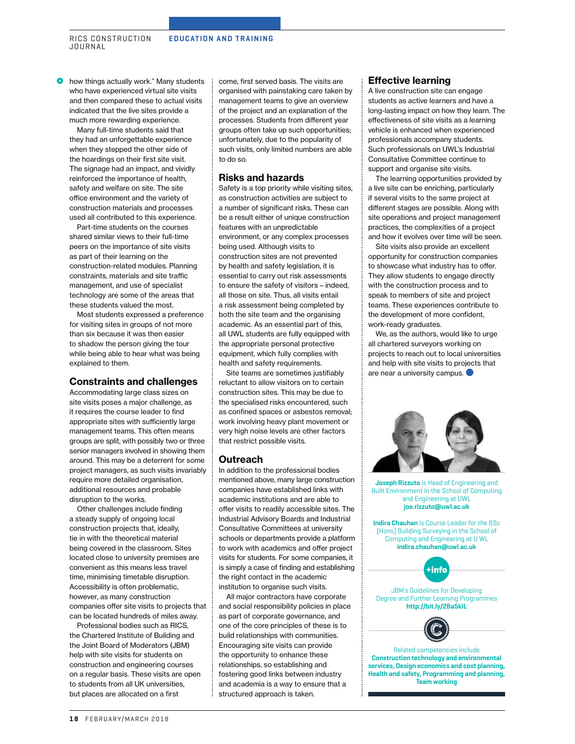how things actually work." Many students who have experienced virtual site visits and then compared these to actual visits indicated that the live sites provide a much more rewarding experience.

Many full-time students said that they had an unforgettable experience when they stepped the other side of the hoardings on their first site visit. The signage had an impact, and vividly reinforced the importance of health, safety and welfare on site. The site office environment and the variety of construction materials and processes used all contributed to this experience.

Part-time students on the courses shared similar views to their full-time peers on the importance of site visits as part of their learning on the construction-related modules. Planning constraints, materials and site traffic management, and use of specialist technology are some of the areas that these students valued the most.

Most students expressed a preference for visiting sites in groups of not more than six because it was then easier to shadow the person giving the tour while being able to hear what was being explained to them.

## Constraints and challenges

Accommodating large class sizes on site visits poses a major challenge, as it requires the course leader to find appropriate sites with sufficiently large management teams. This often means groups are split, with possibly two or three senior managers involved in showing them around. This may be a deterrent for some project managers, as such visits invariably require more detailed organisation, additional resources and probable disruption to the works.

Other challenges include finding a steady supply of ongoing local construction projects that, ideally, tie in with the theoretical material being covered in the classroom. Sites located close to university premises are convenient as this means less travel time, minimising timetable disruption. Accessibility is often problematic, however, as many construction companies offer site visits to projects that can be located hundreds of miles away.

Professional bodies such as RICS, the Chartered Institute of Building and the Joint Board of Moderators (JBM) help with site visits for students on construction and engineering courses on a regular basis. These visits are open to students from all UK universities, but places are allocated on a first come, first served basis. The visits are organised with painstaking care taken by management teams to give an overview of the project and an explanation of the processes. Students from different year groups often take up such opportunities; unfortunately, due to the popularity of such visits, only limited numbers are able to do so.

## Risks and hazards

Safety is a top priority while visiting sites, as construction activities are subject to a number of significant risks. These can be a result either of unique construction features with an unpredictable environment, or any complex processes being used. Although visits to construction sites are not prevented by health and safety legislation, it is essential to carry out risk assessments to ensure the safety of visitors – indeed, all those on site. Thus, all visits entail a risk assessment being completed by both the site team and the organising academic. As an essential part of this, all UWL students are fully equipped with the appropriate personal protective equipment, which fully complies with health and safety requirements.

Site teams are sometimes justifiably reluctant to allow visitors on to certain construction sites. This may be due to the specialised risks encountered, such as confined spaces or asbestos removal; work involving heavy plant movement or very high noise levels are other factors that restrict possible visits.

## Outreach

In addition to the professional bodies mentioned above, many large construction companies have established links with academic institutions and are able to offer visits to readily accessible sites. The Industrial Advisory Boards and Industrial Consultative Committees at university schools or departments provide a platform to work with academics and offer project visits for students. For some companies, it is simply a case of finding and establishing the right contact in the academic institution to organise such visits.

All major contractors have corporate and social responsibility policies in place as part of corporate governance, and one of the core principles of these is to build relationships with communities. Encouraging site visits can provide the opportunity to enhance these relationships, so establishing and fostering good links between industry and academia is a way to ensure that a structured approach is taken.

## Effective learning

A live construction site can engage students as active learners and have a long-lasting impact on how they learn. The effectiveness of site visits as a learning vehicle is enhanced when experienced professionals accompany students. Such professionals on UWL's Industrial Consultative Committee continue to support and organise site visits.

The learning opportunities provided by a live site can be enriching, particularly if several visits to the same project at different stages are possible. Along with site operations and project management practices, the complexities of a project and how it evolves over time will be seen.

Site visits also provide an excellent opportunity for construction companies to showcase what industry has to offer. They allow students to engage directly with the construction process and to speak to members of site and project teams. These experiences contribute to the development of more confident, work-ready graduates.

We, as the authors, would like to urge all chartered surveyors working on projects to reach out to local universities and help with site visits to projects that are near a university campus.

**Joseph Rizzuto** is Head of Engineering and Built Environment in the School of Computing and Engineering at UWL
**joe.rizzuto@uwl.ac.uk**

**Indira Chauhan** is Course Leader for the BSc (Hons) Building Surveying in the School of Computing and Engineering at U WL
**indira.chauhan@uwl.ac.uk**

**+info**

JBM's Guidelines for Developing Degree and Further Learning Programmes
**http://bit.ly/2Ba5klL**

Related competencies include **Construction technology and environmental services, Design economics and cost planning, Health and safety, Programming and planning, Team working**